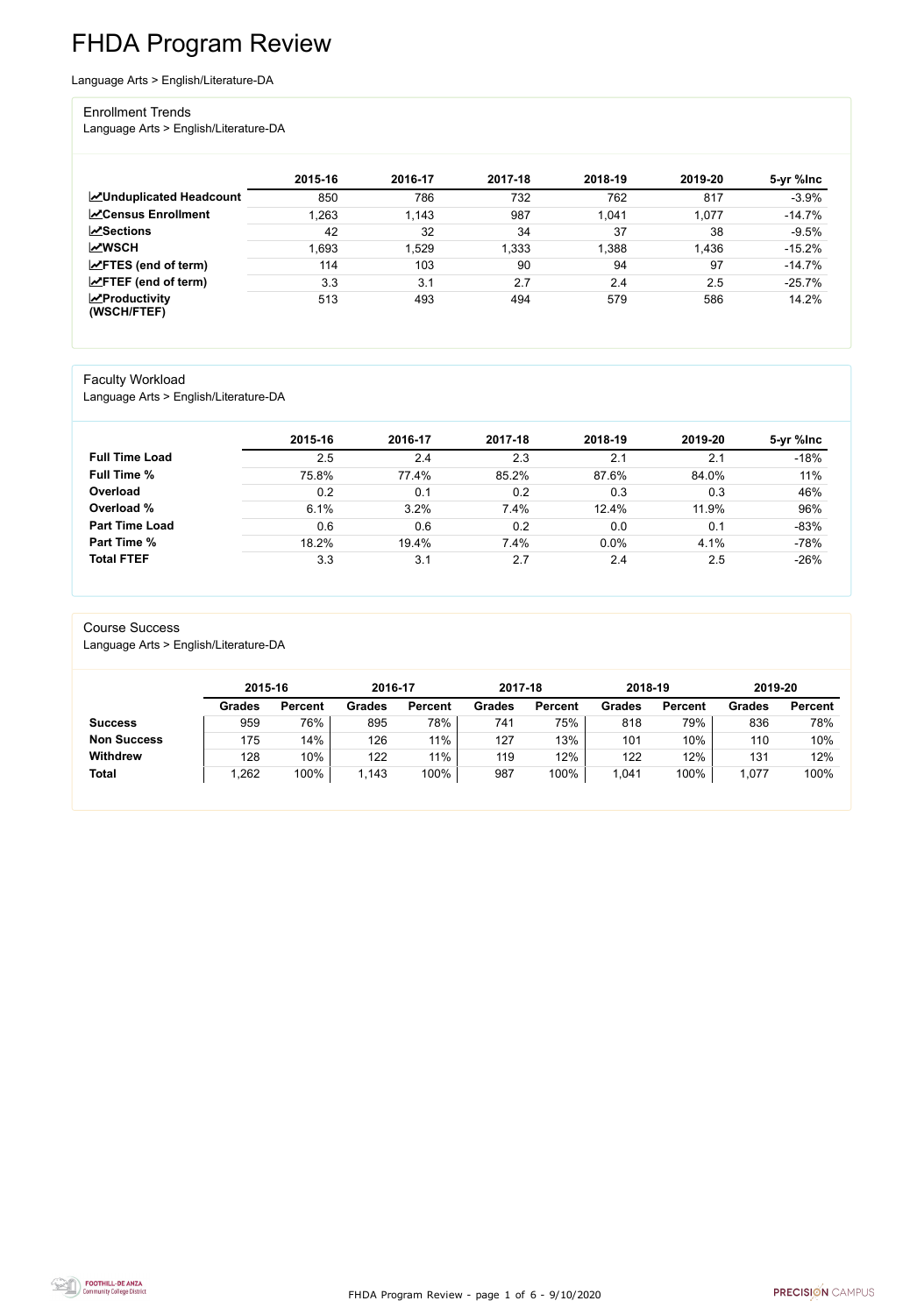# FHDA Program Review

Language Arts > English/Literature-DA

## Enrollment Trends

Language Arts > English/Literature-DA

| | 2015-16 | 2016-17 | 2017-18 | 2018-19 | 2019-20 | 5-yr %Inc |
|---|---|---|---|---|---|---|
| **Unduplicated Headcount** | 850 | 786 | 732 | 762 | 817 | -3.9% |
| **Census Enrollment** | 1,263 | 1,143 | 987 | 1,041 | 1,077 | -14.7% |
| **Sections** | 42 | 32 | 34 | 37 | 38 | -9.5% |
| **WSCH** | 1,693 | 1,529 | 1,333 | 1,388 | 1,436 | -15.2% |
| **FTES (end of term)** | 114 | 103 | 90 | 94 | 97 | -14.7% |
| **FTEF (end of term)** | 3.3 | 3.1 | 2.7 | 2.4 | 2.5 | -25.7% |
| **Productivity (WSCH/FTEF)** | 513 | 493 | 494 | 579 | 586 | 14.2% |

## Faculty Workload

Language Arts > English/Literature-DA

| | 2015-16 | 2016-17 | 2017-18 | 2018-19 | 2019-20 | 5-yr %Inc |
|---|---|---|---|---|---|---|
| **Full Time Load** | 2.5 | 2.4 | 2.3 | 2.1 | 2.1 | -18% |
| **Full Time %** | 75.8% | 77.4% | 85.2% | 87.6% | 84.0% | 11% |
| **Overload** | 0.2 | 0.1 | 0.2 | 0.3 | 0.3 | 46% |
| **Overload %** | 6.1% | 3.2% | 7.4% | 12.4% | 11.9% | 96% |
| **Part Time Load** | 0.6 | 0.6 | 0.2 | 0.0 | 0.1 | -83% |
| **Part Time %** | 18.2% | 19.4% | 7.4% | 0.0% | 4.1% | -78% |
| **Total FTEF** | 3.3 | 3.1 | 2.7 | 2.4 | 2.5 | -26% |

## Course Success

Language Arts > English/Literature-DA

| | 2015-16 | | 2016-17 | | 2017-18 | | 2018-19 | | 2019-20 | |
|---|---|---|---|---|---|---|---|---|---|---|
| | **Grades** | **Percent** | **Grades** | **Percent** | **Grades** | **Percent** | **Grades** | **Percent** | **Grades** | **Percent** |
| **Success** | 959 | 76% | 895 | 78% | 741 | 75% | 818 | 79% | 836 | 78% |
| **Non Success** | 175 | 14% | 126 | 11% | 127 | 13% | 101 | 10% | 110 | 10% |
| **Withdrew** | 128 | 10% | 122 | 11% | 119 | 12% | 122 | 12% | 131 | 12% |
| **Total** | 1,262 | 100% | 1,143 | 100% | 987 | 100% | 1,041 | 100% | 1,077 | 100% |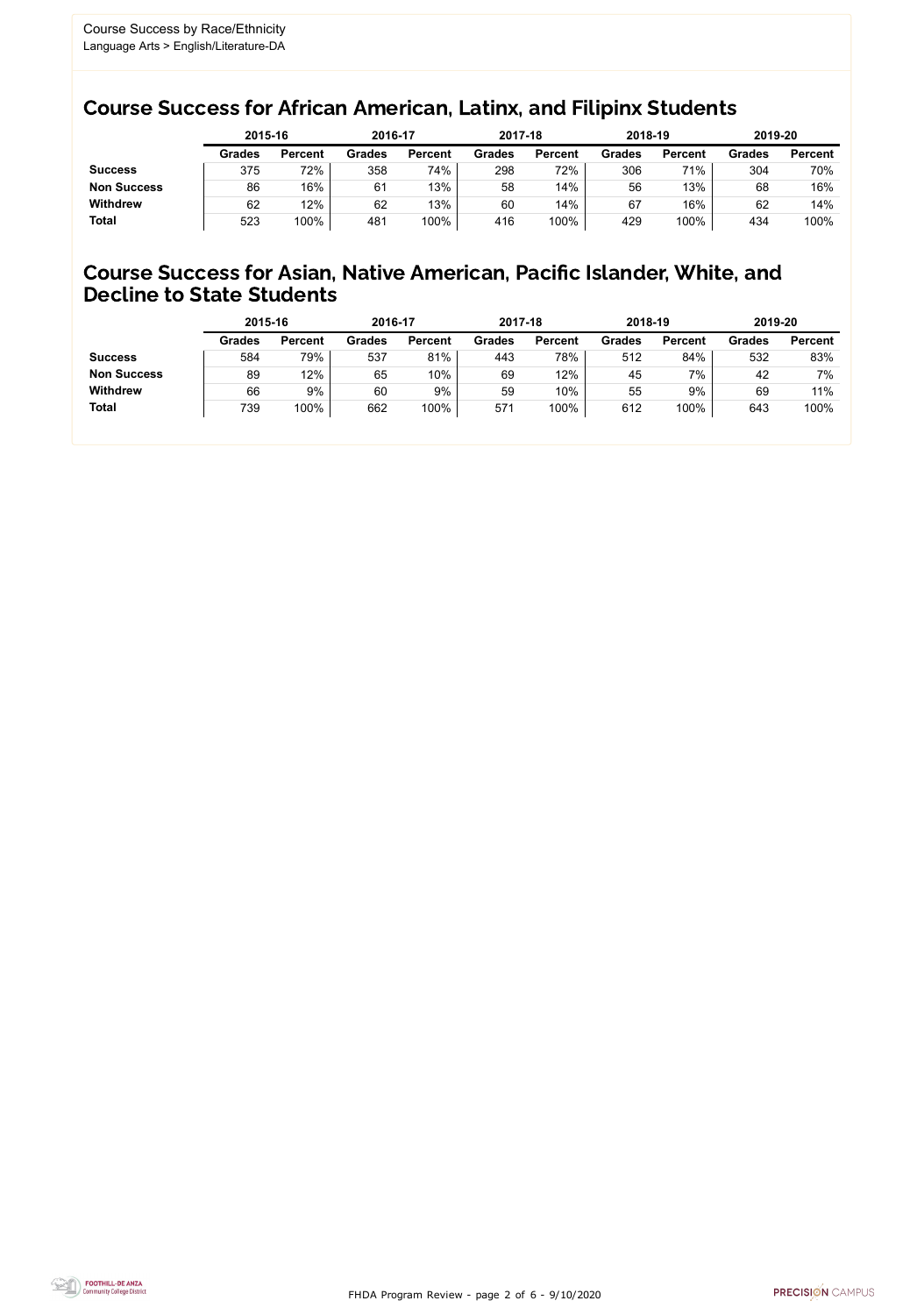Course Success by Race/Ethnicity
Language Arts > English/Literature-DA

## Course Success for African American, Latinx, and Filipinx Students

| | 2015-16 | | 2016-17 | | 2017-18 | | 2018-19 | | 2019-20 | |
|---|---|---|---|---|---|---|---|---|---|---|
| | Grades | Percent | Grades | Percent | Grades | Percent | Grades | Percent | Grades | Percent |
| **Success** | 375 | 72% | 358 | 74% | 298 | 72% | 306 | 71% | 304 | 70% |
| **Non Success** | 86 | 16% | 61 | 13% | 58 | 14% | 56 | 13% | 68 | 16% |
| **Withdrew** | 62 | 12% | 62 | 13% | 60 | 14% | 67 | 16% | 62 | 14% |
| **Total** | 523 | 100% | 481 | 100% | 416 | 100% | 429 | 100% | 434 | 100% |

## Course Success for Asian, Native American, Pacific Islander, White, and Decline to State Students

| | 2015-16 | | 2016-17 | | 2017-18 | | 2018-19 | | 2019-20 | |
|---|---|---|---|---|---|---|---|---|---|---|
| | Grades | Percent | Grades | Percent | Grades | Percent | Grades | Percent | Grades | Percent |
| **Success** | 584 | 79% | 537 | 81% | 443 | 78% | 512 | 84% | 532 | 83% |
| **Non Success** | 89 | 12% | 65 | 10% | 69 | 12% | 45 | 7% | 42 | 7% |
| **Withdrew** | 66 | 9% | 60 | 9% | 59 | 10% | 55 | 9% | 69 | 11% |
| **Total** | 739 | 100% | 662 | 100% | 571 | 100% | 612 | 100% | 643 | 100% |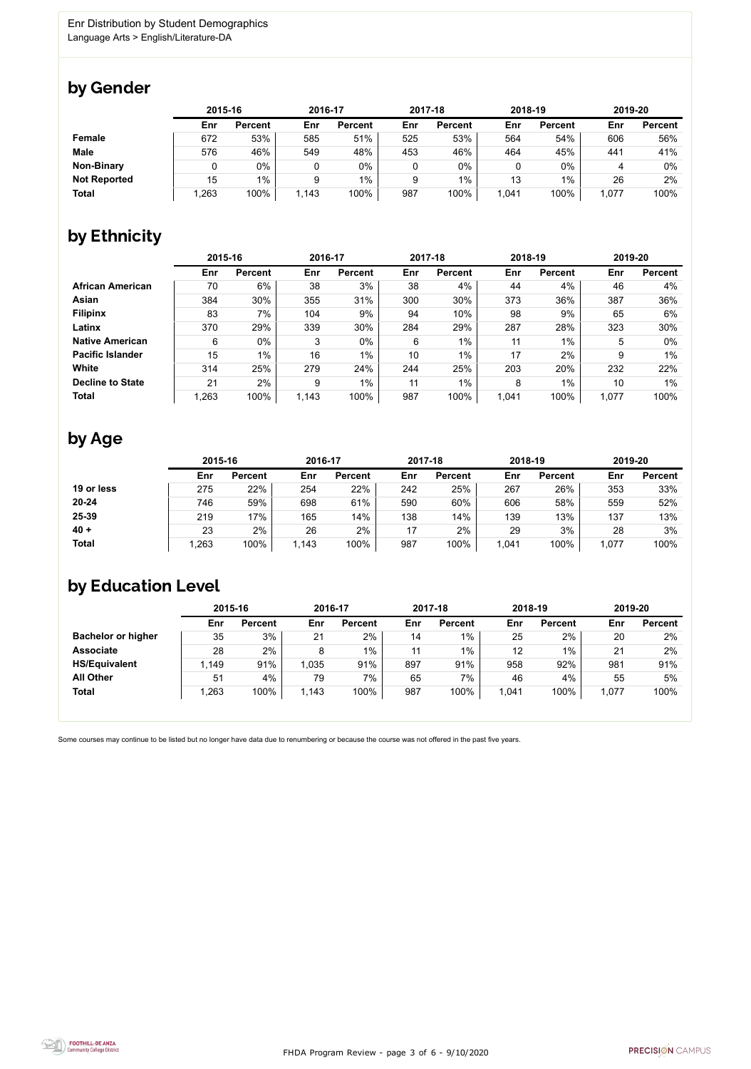Enr Distribution by Student Demographics
Language Arts > English/Literature-DA

## by Gender

| | 2015-16 | | 2016-17 | | 2017-18 | | 2018-19 | | 2019-20 | |
|---|---|---|---|---|---|---|---|---|---|---|
| | Enr | Percent | Enr | Percent | Enr | Percent | Enr | Percent | Enr | Percent |
| **Female** | 672 | 53% | 585 | 51% | 525 | 53% | 564 | 54% | 606 | 56% |
| **Male** | 576 | 46% | 549 | 48% | 453 | 46% | 464 | 45% | 441 | 41% |
| **Non-Binary** | 0 | 0% | 0 | 0% | 0 | 0% | 0 | 0% | 4 | 0% |
| **Not Reported** | 15 | 1% | 9 | 1% | 9 | 1% | 13 | 1% | 26 | 2% |
| **Total** | 1,263 | 100% | 1,143 | 100% | 987 | 100% | 1,041 | 100% | 1,077 | 100% |

## by Ethnicity

| | 2015-16 | | 2016-17 | | 2017-18 | | 2018-19 | | 2019-20 | |
|---|---|---|---|---|---|---|---|---|---|---|
| | Enr | Percent | Enr | Percent | Enr | Percent | Enr | Percent | Enr | Percent |
| **African American** | 70 | 6% | 38 | 3% | 38 | 4% | 44 | 4% | 46 | 4% |
| **Asian** | 384 | 30% | 355 | 31% | 300 | 30% | 373 | 36% | 387 | 36% |
| **Filipinx** | 83 | 7% | 104 | 9% | 94 | 10% | 98 | 9% | 65 | 6% |
| **Latinx** | 370 | 29% | 339 | 30% | 284 | 29% | 287 | 28% | 323 | 30% |
| **Native American** | 6 | 0% | 3 | 0% | 6 | 1% | 11 | 1% | 5 | 0% |
| **Pacific Islander** | 15 | 1% | 16 | 1% | 10 | 1% | 17 | 2% | 9 | 1% |
| **White** | 314 | 25% | 279 | 24% | 244 | 25% | 203 | 20% | 232 | 22% |
| **Decline to State** | 21 | 2% | 9 | 1% | 11 | 1% | 8 | 1% | 10 | 1% |
| **Total** | 1,263 | 100% | 1,143 | 100% | 987 | 100% | 1,041 | 100% | 1,077 | 100% |

## by Age

| | 2015-16 | | 2016-17 | | 2017-18 | | 2018-19 | | 2019-20 | |
|---|---|---|---|---|---|---|---|---|---|---|
| | Enr | Percent | Enr | Percent | Enr | Percent | Enr | Percent | Enr | Percent |
| **19 or less** | 275 | 22% | 254 | 22% | 242 | 25% | 267 | 26% | 353 | 33% |
| **20-24** | 746 | 59% | 698 | 61% | 590 | 60% | 606 | 58% | 559 | 52% |
| **25-39** | 219 | 17% | 165 | 14% | 138 | 14% | 139 | 13% | 137 | 13% |
| **40 +** | 23 | 2% | 26 | 2% | 17 | 2% | 29 | 3% | 28 | 3% |
| **Total** | 1,263 | 100% | 1,143 | 100% | 987 | 100% | 1,041 | 100% | 1,077 | 100% |

## by Education Level

| | 2015-16 | | 2016-17 | | 2017-18 | | 2018-19 | | 2019-20 | |
|---|---|---|---|---|---|---|---|---|---|---|
| | Enr | Percent | Enr | Percent | Enr | Percent | Enr | Percent | Enr | Percent |
| **Bachelor or higher** | 35 | 3% | 21 | 2% | 14 | 1% | 25 | 2% | 20 | 2% |
| **Associate** | 28 | 2% | 8 | 1% | 11 | 1% | 12 | 1% | 21 | 2% |
| **HS/Equivalent** | 1,149 | 91% | 1,035 | 91% | 897 | 91% | 958 | 92% | 981 | 91% |
| **All Other** | 51 | 4% | 79 | 7% | 65 | 7% | 46 | 4% | 55 | 5% |
| **Total** | 1,263 | 100% | 1,143 | 100% | 987 | 100% | 1,041 | 100% | 1,077 | 100% |

Some courses may continue to be listed but no longer have data due to renumbering or because the course was not offered in the past five years.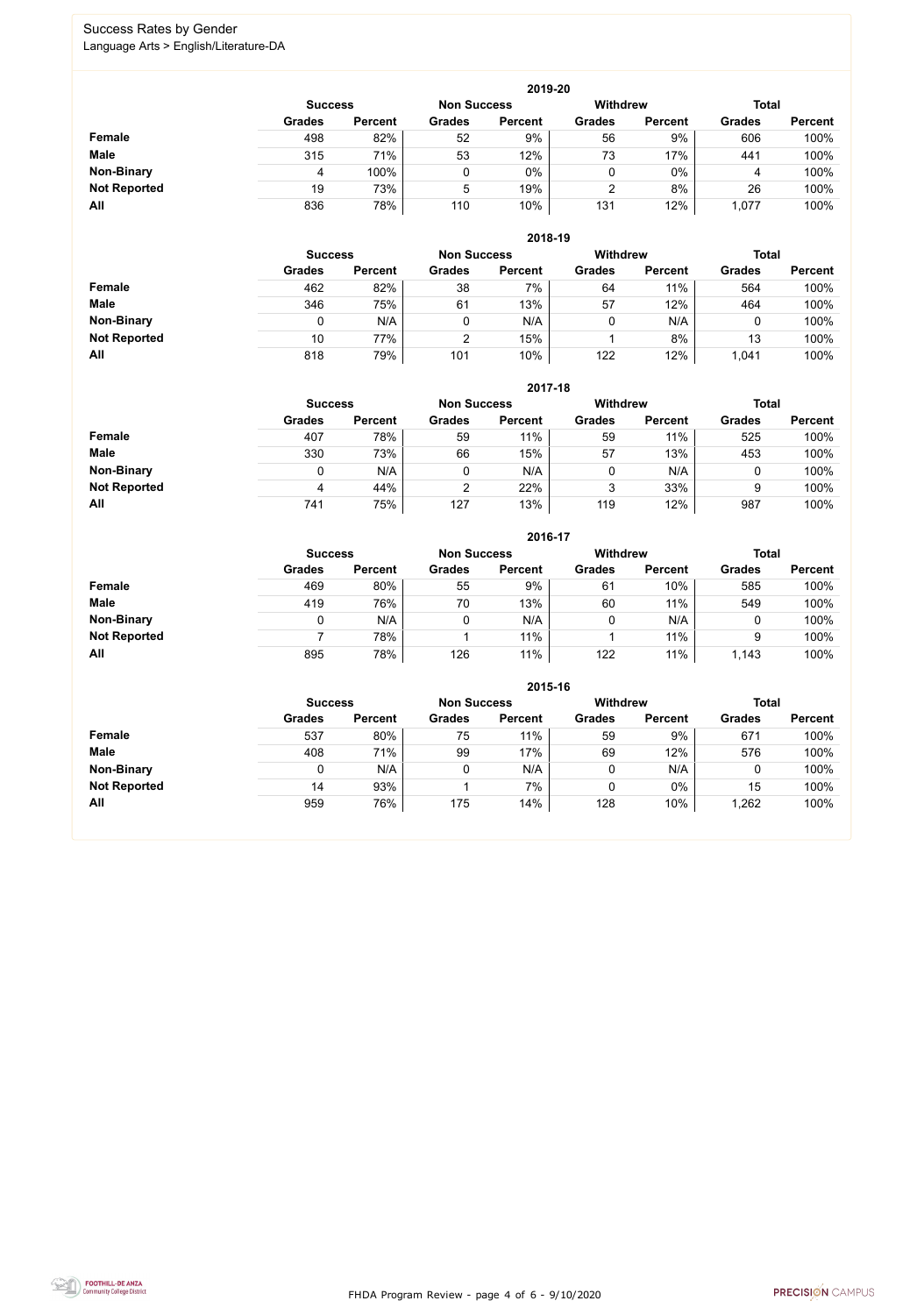# Success Rates by Gender

Language Arts > English/Literature-DA

## 2019-20

| | Success | | Non Success | | Withdrew | | Total | |
|---|---|---|---|---|---|---|---|---|
| | Grades | Percent | Grades | Percent | Grades | Percent | Grades | Percent |
| **Female** | 498 | 82% | 52 | 9% | 56 | 9% | 606 | 100% |
| **Male** | 315 | 71% | 53 | 12% | 73 | 17% | 441 | 100% |
| **Non-Binary** | 4 | 100% | 0 | 0% | 0 | 0% | 4 | 100% |
| **Not Reported** | 19 | 73% | 5 | 19% | 2 | 8% | 26 | 100% |
| **All** | 836 | 78% | 110 | 10% | 131 | 12% | 1,077 | 100% |

## 2018-19

| | Success | | Non Success | | Withdrew | | Total | |
|---|---|---|---|---|---|---|---|---|
| | Grades | Percent | Grades | Percent | Grades | Percent | Grades | Percent |
| **Female** | 462 | 82% | 38 | 7% | 64 | 11% | 564 | 100% |
| **Male** | 346 | 75% | 61 | 13% | 57 | 12% | 464 | 100% |
| **Non-Binary** | 0 | N/A | 0 | N/A | 0 | N/A | 0 | 100% |
| **Not Reported** | 10 | 77% | 2 | 15% | 1 | 8% | 13 | 100% |
| **All** | 818 | 79% | 101 | 10% | 122 | 12% | 1,041 | 100% |

## 2017-18

| | Success | | Non Success | | Withdrew | | Total | |
|---|---|---|---|---|---|---|---|---|
| | Grades | Percent | Grades | Percent | Grades | Percent | Grades | Percent |
| **Female** | 407 | 78% | 59 | 11% | 59 | 11% | 525 | 100% |
| **Male** | 330 | 73% | 66 | 15% | 57 | 13% | 453 | 100% |
| **Non-Binary** | 0 | N/A | 0 | N/A | 0 | N/A | 0 | 100% |
| **Not Reported** | 4 | 44% | 2 | 22% | 3 | 33% | 9 | 100% |
| **All** | 741 | 75% | 127 | 13% | 119 | 12% | 987 | 100% |

## 2016-17

| | Success | | Non Success | | Withdrew | | Total | |
|---|---|---|---|---|---|---|---|---|
| | Grades | Percent | Grades | Percent | Grades | Percent | Grades | Percent |
| **Female** | 469 | 80% | 55 | 9% | 61 | 10% | 585 | 100% |
| **Male** | 419 | 76% | 70 | 13% | 60 | 11% | 549 | 100% |
| **Non-Binary** | 0 | N/A | 0 | N/A | 0 | N/A | 0 | 100% |
| **Not Reported** | 7 | 78% | 1 | 11% | 1 | 11% | 9 | 100% |
| **All** | 895 | 78% | 126 | 11% | 122 | 11% | 1,143 | 100% |

## 2015-16

| | Success | | Non Success | | Withdrew | | Total | |
|---|---|---|---|---|---|---|---|---|
| | Grades | Percent | Grades | Percent | Grades | Percent | Grades | Percent |
| **Female** | 537 | 80% | 75 | 11% | 59 | 9% | 671 | 100% |
| **Male** | 408 | 71% | 99 | 17% | 69 | 12% | 576 | 100% |
| **Non-Binary** | 0 | N/A | 0 | N/A | 0 | N/A | 0 | 100% |
| **Not Reported** | 14 | 93% | 1 | 7% | 0 | 0% | 15 | 100% |
| **All** | 959 | 76% | 175 | 14% | 128 | 10% | 1,262 | 100% |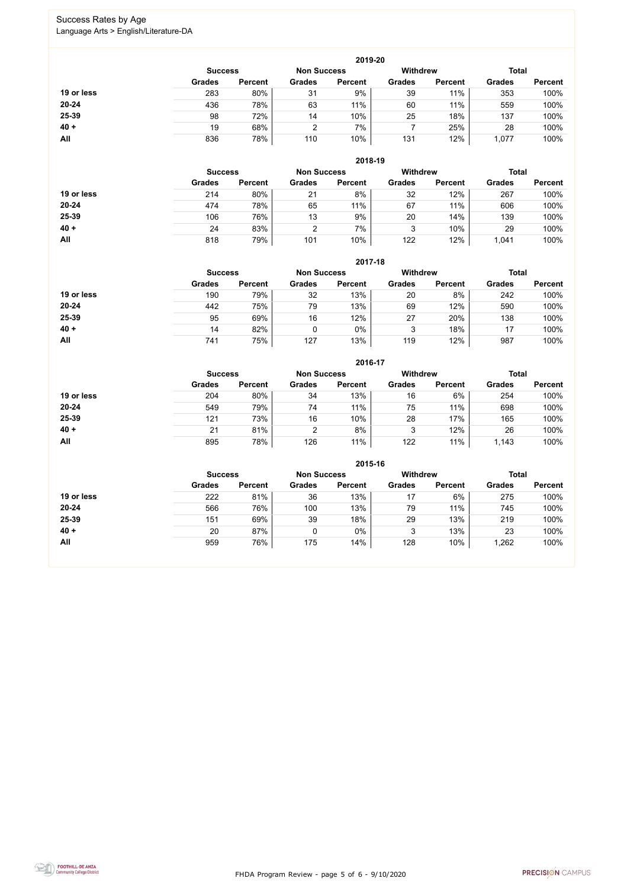Success Rates by Age
Language Arts > English/Literature-DA

### 2019-20

| | Success | | Non Success | | Withdrew | | Total | |
|---|---|---|---|---|---|---|---|---|
| | Grades | Percent | Grades | Percent | Grades | Percent | Grades | Percent |
| 19 or less | 283 | 80% | 31 | 9% | 39 | 11% | 353 | 100% |
| 20-24 | 436 | 78% | 63 | 11% | 60 | 11% | 559 | 100% |
| 25-39 | 98 | 72% | 14 | 10% | 25 | 18% | 137 | 100% |
| 40 + | 19 | 68% | 2 | 7% | 7 | 25% | 28 | 100% |
| All | 836 | 78% | 110 | 10% | 131 | 12% | 1,077 | 100% |

### 2018-19

| | Success | | Non Success | | Withdrew | | Total | |
|---|---|---|---|---|---|---|---|---|
| | Grades | Percent | Grades | Percent | Grades | Percent | Grades | Percent |
| 19 or less | 214 | 80% | 21 | 8% | 32 | 12% | 267 | 100% |
| 20-24 | 474 | 78% | 65 | 11% | 67 | 11% | 606 | 100% |
| 25-39 | 106 | 76% | 13 | 9% | 20 | 14% | 139 | 100% |
| 40 + | 24 | 83% | 2 | 7% | 3 | 10% | 29 | 100% |
| All | 818 | 79% | 101 | 10% | 122 | 12% | 1,041 | 100% |

### 2017-18

| | Success | | Non Success | | Withdrew | | Total | |
|---|---|---|---|---|---|---|---|---|
| | Grades | Percent | Grades | Percent | Grades | Percent | Grades | Percent |
| 19 or less | 190 | 79% | 32 | 13% | 20 | 8% | 242 | 100% |
| 20-24 | 442 | 75% | 79 | 13% | 69 | 12% | 590 | 100% |
| 25-39 | 95 | 69% | 16 | 12% | 27 | 20% | 138 | 100% |
| 40 + | 14 | 82% | 0 | 0% | 3 | 18% | 17 | 100% |
| All | 741 | 75% | 127 | 13% | 119 | 12% | 987 | 100% |

### 2016-17

| | Success | | Non Success | | Withdrew | | Total | |
|---|---|---|---|---|---|---|---|---|
| | Grades | Percent | Grades | Percent | Grades | Percent | Grades | Percent |
| 19 or less | 204 | 80% | 34 | 13% | 16 | 6% | 254 | 100% |
| 20-24 | 549 | 79% | 74 | 11% | 75 | 11% | 698 | 100% |
| 25-39 | 121 | 73% | 16 | 10% | 28 | 17% | 165 | 100% |
| 40 + | 21 | 81% | 2 | 8% | 3 | 12% | 26 | 100% |
| All | 895 | 78% | 126 | 11% | 122 | 11% | 1,143 | 100% |

### 2015-16

| | Success | | Non Success | | Withdrew | | Total | |
|---|---|---|---|---|---|---|---|---|
| | Grades | Percent | Grades | Percent | Grades | Percent | Grades | Percent |
| 19 or less | 222 | 81% | 36 | 13% | 17 | 6% | 275 | 100% |
| 20-24 | 566 | 76% | 100 | 13% | 79 | 11% | 745 | 100% |
| 25-39 | 151 | 69% | 39 | 18% | 29 | 13% | 219 | 100% |
| 40 + | 20 | 87% | 0 | 0% | 3 | 13% | 23 | 100% |
| All | 959 | 76% | 175 | 14% | 128 | 10% | 1,262 | 100% |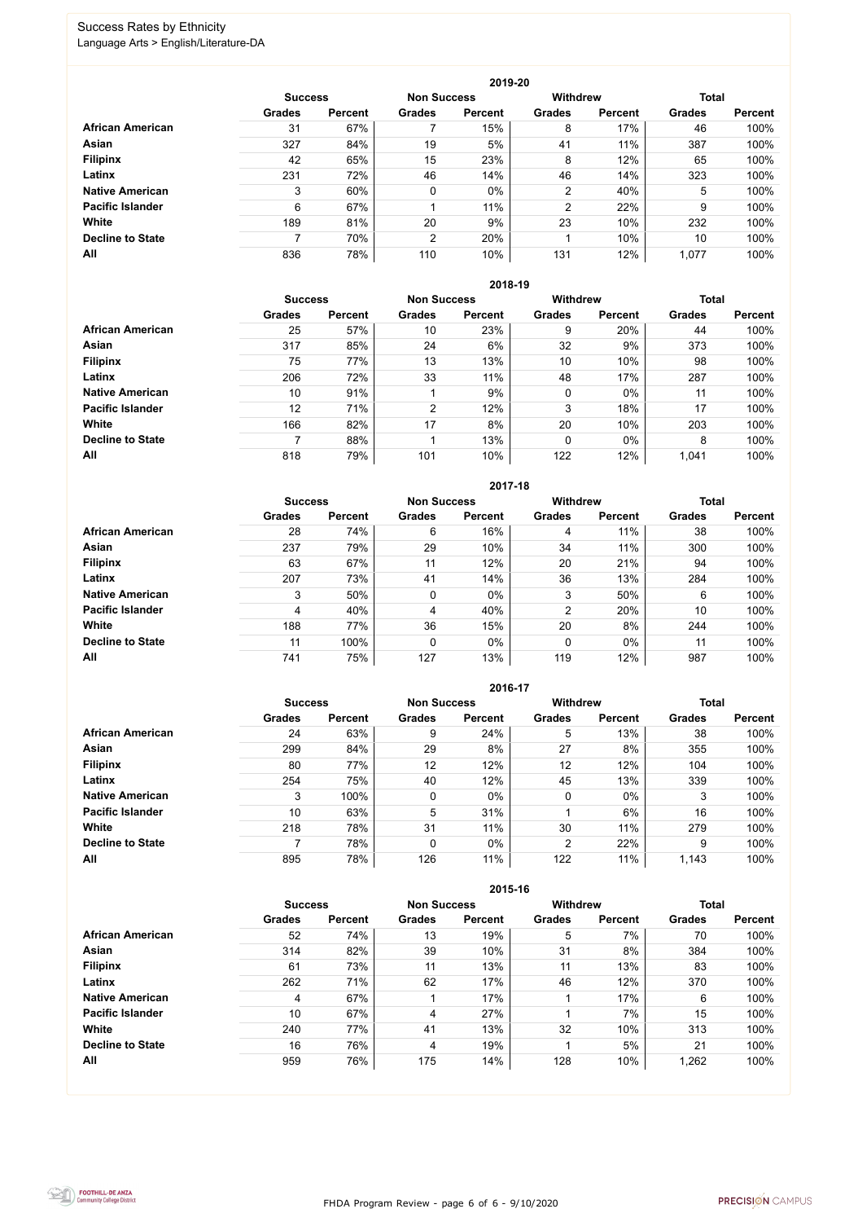# Success Rates by Ethnicity

Language Arts > English/Literature-DA

## 2019-20

| | Success | | Non Success | | Withdrew | | Total | |
|---|---|---|---|---|---|---|---|---|
| | Grades | Percent | Grades | Percent | Grades | Percent | Grades | Percent |
| **African American** | 31 | 67% | 7 | 15% | 8 | 17% | 46 | 100% |
| **Asian** | 327 | 84% | 19 | 5% | 41 | 11% | 387 | 100% |
| **Filipinx** | 42 | 65% | 15 | 23% | 8 | 12% | 65 | 100% |
| **Latinx** | 231 | 72% | 46 | 14% | 46 | 14% | 323 | 100% |
| **Native American** | 3 | 60% | 0 | 0% | 2 | 40% | 5 | 100% |
| **Pacific Islander** | 6 | 67% | 1 | 11% | 2 | 22% | 9 | 100% |
| **White** | 189 | 81% | 20 | 9% | 23 | 10% | 232 | 100% |
| **Decline to State** | 7 | 70% | 2 | 20% | 1 | 10% | 10 | 100% |
| **All** | 836 | 78% | 110 | 10% | 131 | 12% | 1,077 | 100% |

## 2018-19

| | Success | | Non Success | | Withdrew | | Total | |
|---|---|---|---|---|---|---|---|---|
| | Grades | Percent | Grades | Percent | Grades | Percent | Grades | Percent |
| **African American** | 25 | 57% | 10 | 23% | 9 | 20% | 44 | 100% |
| **Asian** | 317 | 85% | 24 | 6% | 32 | 9% | 373 | 100% |
| **Filipinx** | 75 | 77% | 13 | 13% | 10 | 10% | 98 | 100% |
| **Latinx** | 206 | 72% | 33 | 11% | 48 | 17% | 287 | 100% |
| **Native American** | 10 | 91% | 1 | 9% | 0 | 0% | 11 | 100% |
| **Pacific Islander** | 12 | 71% | 2 | 12% | 3 | 18% | 17 | 100% |
| **White** | 166 | 82% | 17 | 8% | 20 | 10% | 203 | 100% |
| **Decline to State** | 7 | 88% | 1 | 13% | 0 | 0% | 8 | 100% |
| **All** | 818 | 79% | 101 | 10% | 122 | 12% | 1,041 | 100% |

## 2017-18

| | Success | | Non Success | | Withdrew | | Total | |
|---|---|---|---|---|---|---|---|---|
| | Grades | Percent | Grades | Percent | Grades | Percent | Grades | Percent |
| **African American** | 28 | 74% | 6 | 16% | 4 | 11% | 38 | 100% |
| **Asian** | 237 | 79% | 29 | 10% | 34 | 11% | 300 | 100% |
| **Filipinx** | 63 | 67% | 11 | 12% | 20 | 21% | 94 | 100% |
| **Latinx** | 207 | 73% | 41 | 14% | 36 | 13% | 284 | 100% |
| **Native American** | 3 | 50% | 0 | 0% | 3 | 50% | 6 | 100% |
| **Pacific Islander** | 4 | 40% | 4 | 40% | 2 | 20% | 10 | 100% |
| **White** | 188 | 77% | 36 | 15% | 20 | 8% | 244 | 100% |
| **Decline to State** | 11 | 100% | 0 | 0% | 0 | 0% | 11 | 100% |
| **All** | 741 | 75% | 127 | 13% | 119 | 12% | 987 | 100% |

## 2016-17

| | Success | | Non Success | | Withdrew | | Total | |
|---|---|---|---|---|---|---|---|---|
| | Grades | Percent | Grades | Percent | Grades | Percent | Grades | Percent |
| **African American** | 24 | 63% | 9 | 24% | 5 | 13% | 38 | 100% |
| **Asian** | 299 | 84% | 29 | 8% | 27 | 8% | 355 | 100% |
| **Filipinx** | 80 | 77% | 12 | 12% | 12 | 12% | 104 | 100% |
| **Latinx** | 254 | 75% | 40 | 12% | 45 | 13% | 339 | 100% |
| **Native American** | 3 | 100% | 0 | 0% | 0 | 0% | 3 | 100% |
| **Pacific Islander** | 10 | 63% | 5 | 31% | 1 | 6% | 16 | 100% |
| **White** | 218 | 78% | 31 | 11% | 30 | 11% | 279 | 100% |
| **Decline to State** | 7 | 78% | 0 | 0% | 2 | 22% | 9 | 100% |
| **All** | 895 | 78% | 126 | 11% | 122 | 11% | 1,143 | 100% |

## 2015-16

| | Success | | Non Success | | Withdrew | | Total | |
|---|---|---|---|---|---|---|---|---|
| | Grades | Percent | Grades | Percent | Grades | Percent | Grades | Percent |
| **African American** | 52 | 74% | 13 | 19% | 5 | 7% | 70 | 100% |
| **Asian** | 314 | 82% | 39 | 10% | 31 | 8% | 384 | 100% |
| **Filipinx** | 61 | 73% | 11 | 13% | 11 | 13% | 83 | 100% |
| **Latinx** | 262 | 71% | 62 | 17% | 46 | 12% | 370 | 100% |
| **Native American** | 4 | 67% | 1 | 17% | 1 | 17% | 6 | 100% |
| **Pacific Islander** | 10 | 67% | 4 | 27% | 1 | 7% | 15 | 100% |
| **White** | 240 | 77% | 41 | 13% | 32 | 10% | 313 | 100% |
| **Decline to State** | 16 | 76% | 4 | 19% | 1 | 5% | 21 | 100% |
| **All** | 959 | 76% | 175 | 14% | 128 | 10% | 1,262 | 100% |